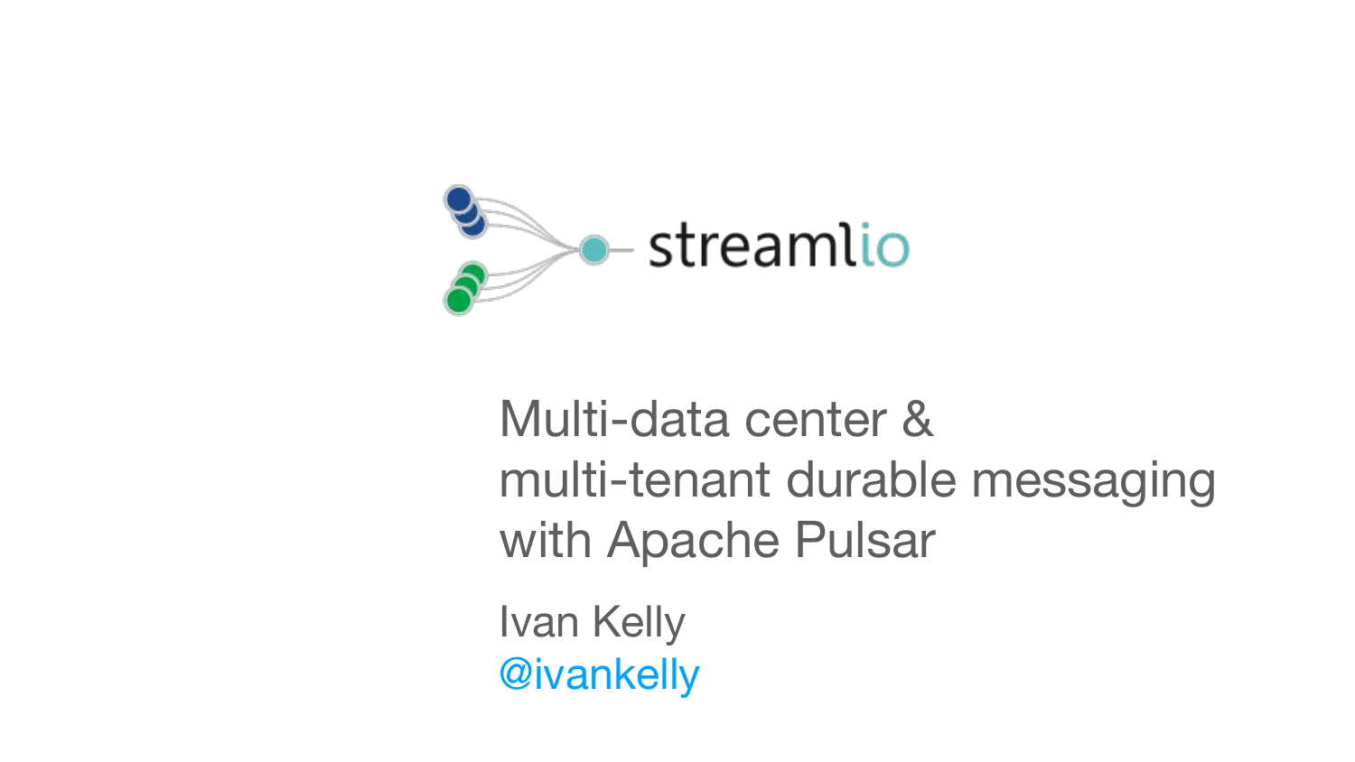streamlio

# Multi-data center & multi-tenant durable messaging with Apache Pulsar

Ivan Kelly

@ivankelly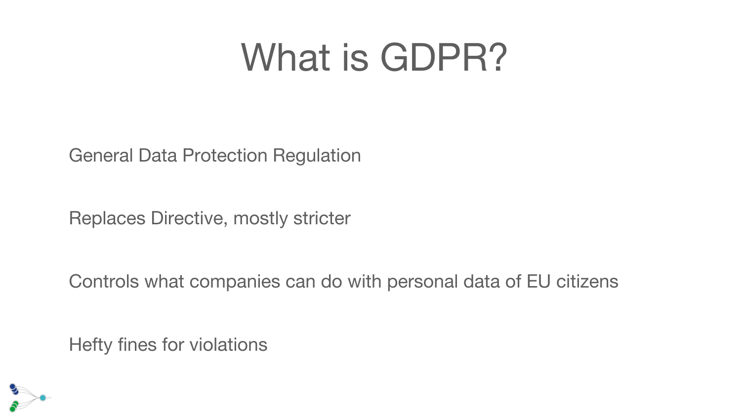# What is GDPR?

General Data Protection Regulation

Replaces Directive, mostly stricter

Controls what companies can do with personal data of EU citizens

Hefty fines for violations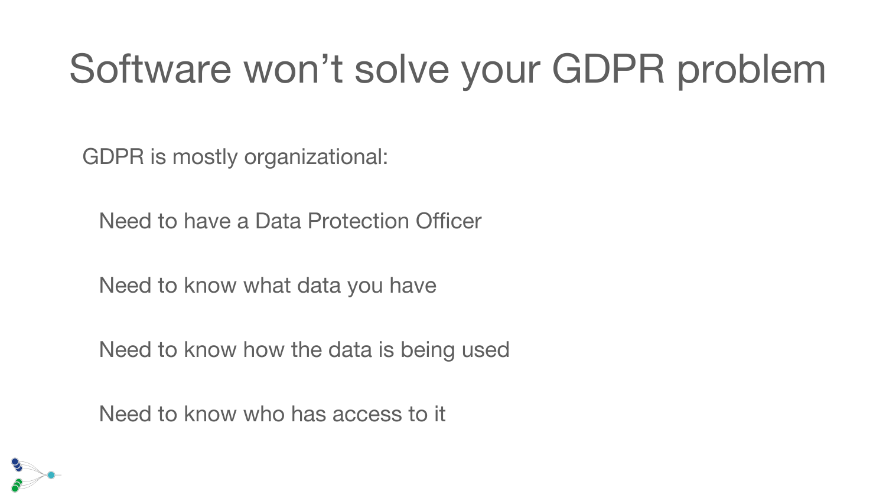# Software won't solve your GDPR problem

GDPR is mostly organizational:

- Need to have a Data Protection Officer
- Need to know what data you have
- Need to know how the data is being used
- Need to know who has access to it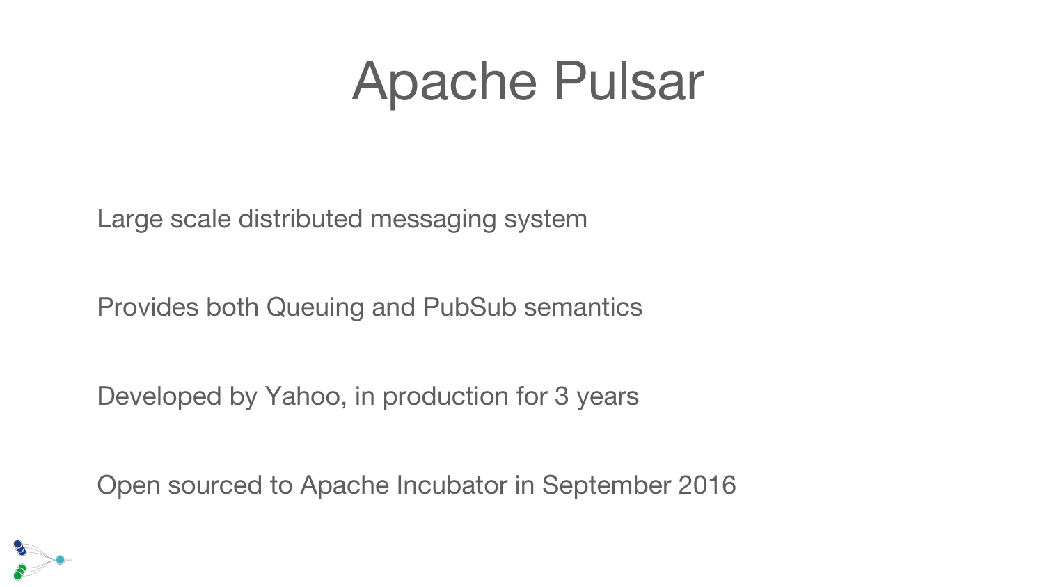# Apache Pulsar

Large scale distributed messaging system

Provides both Queuing and PubSub semantics

Developed by Yahoo, in production for 3 years

Open sourced to Apache Incubator in September 2016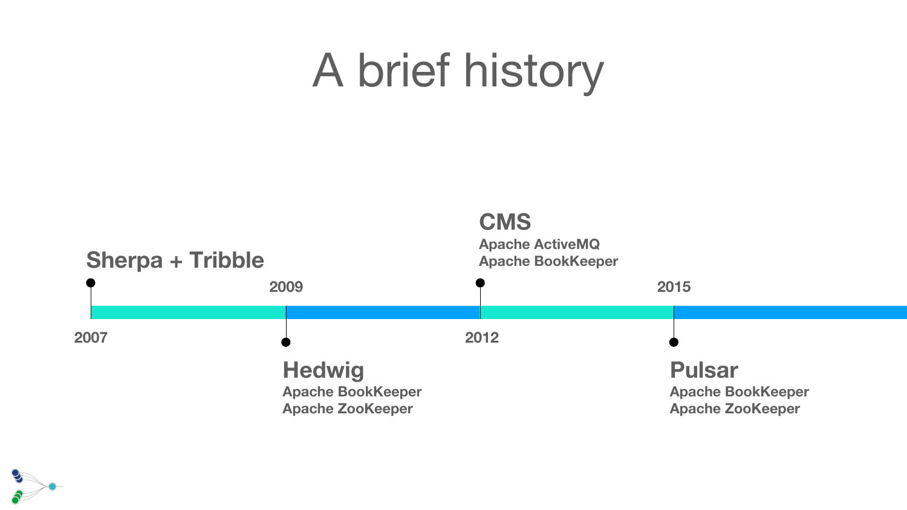# A brief history

- **2007** — **Sherpa + Tribble**
- **2009** — **Hedwig**
  - Apache BookKeeper
  - Apache ZooKeeper
- **2012** — **CMS**
  - Apache ActiveMQ
  - Apache BookKeeper
- **2015** — **Pulsar**
  - Apache BookKeeper
  - Apache ZooKeeper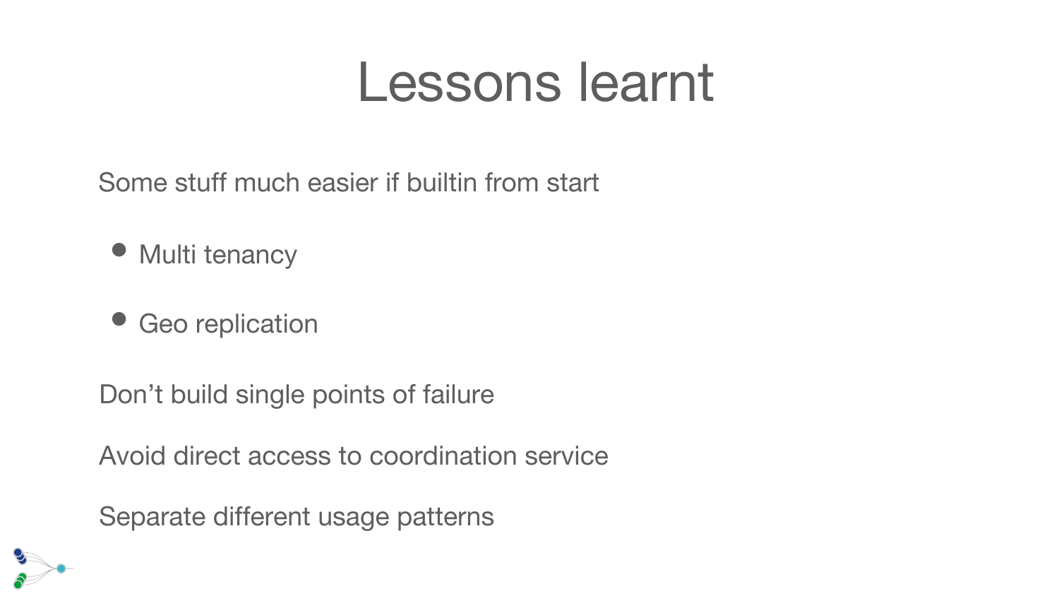# Lessons learnt

Some stuff much easier if builtin from start

- Multi tenancy
- Geo replication

Don’t build single points of failure

Avoid direct access to coordination service

Separate different usage patterns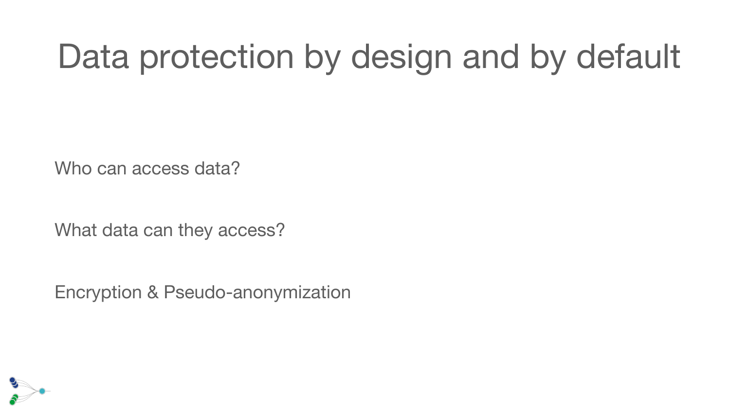# Data protection by design and by default

Who can access data?

What data can they access?

Encryption & Pseudo-anonymization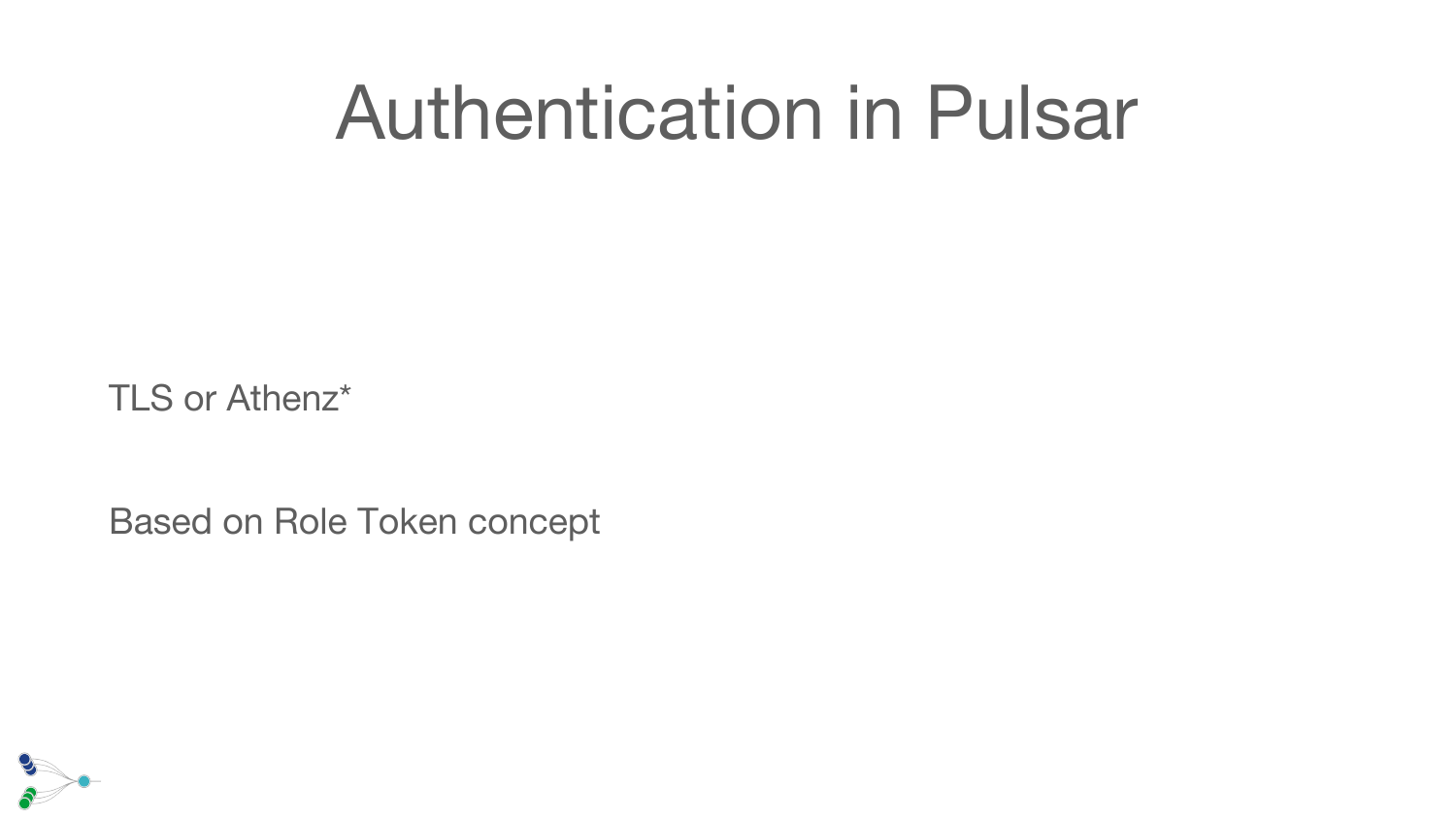# Authentication in Pulsar

TLS or Athenz*

Based on Role Token concept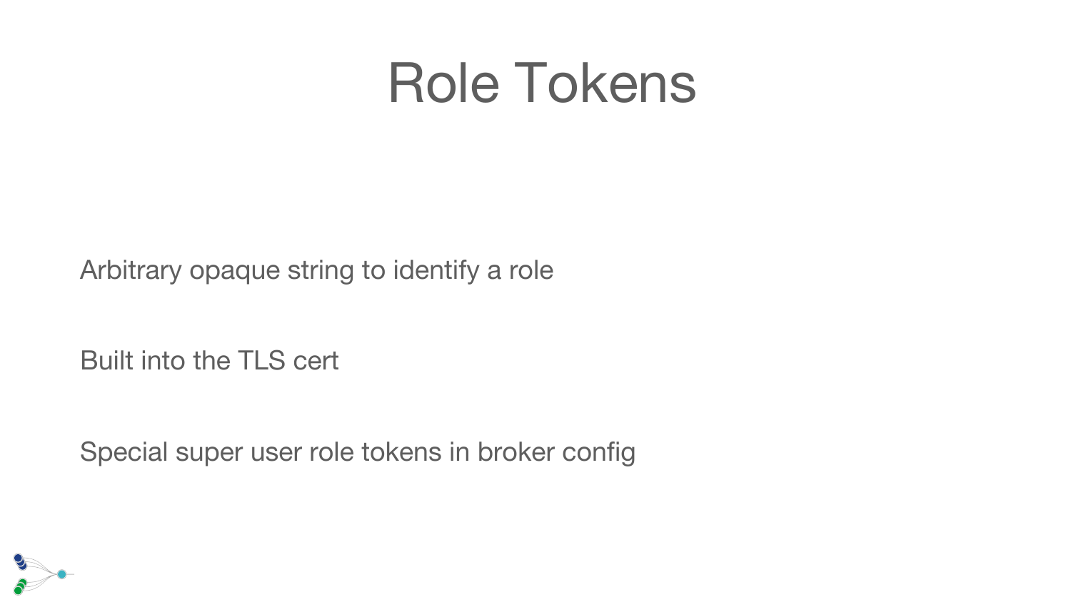# Role Tokens

Arbitrary opaque string to identify a role

Built into the TLS cert

Special super user role tokens in broker config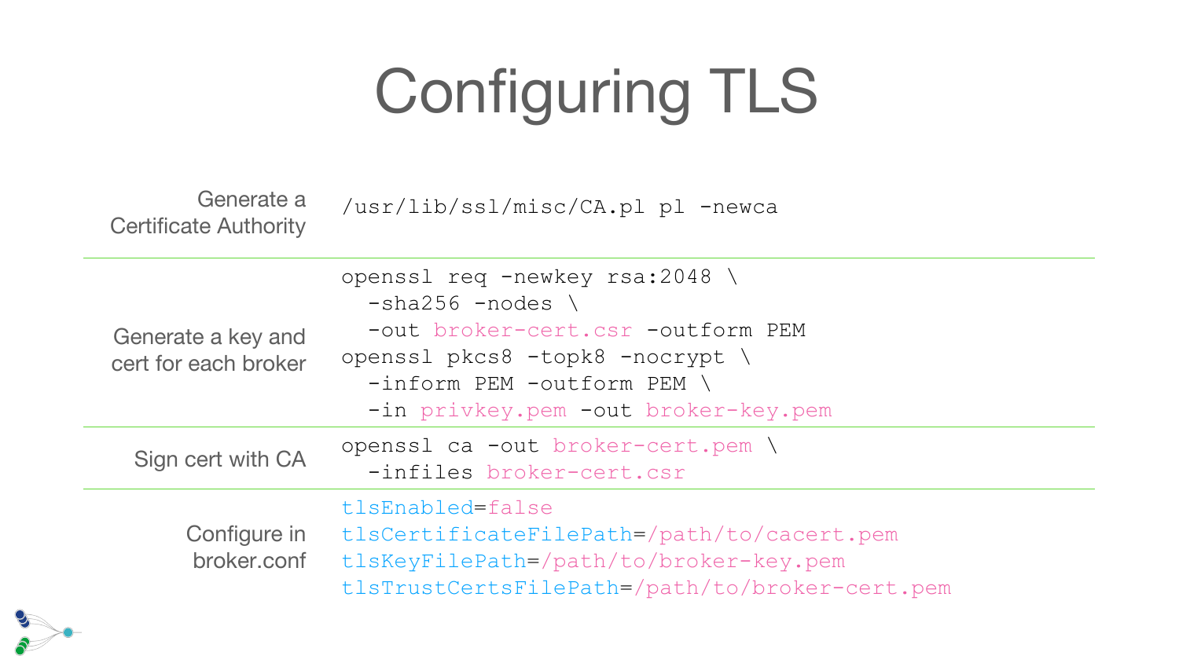# Configuring TLS

**Generate a Certificate Authority**

```
/usr/lib/ssl/misc/CA.pl pl -newca
```

**Generate a key and cert for each broker**

```
openssl req -newkey rsa:2048 \
  -sha256 -nodes \
  -out broker-cert.csr -outform PEM
openssl pkcs8 -topk8 -nocrypt \
  -inform PEM -outform PEM \
  -in privkey.pem -out broker-key.pem
```

**Sign cert with CA**

```
openssl ca -out broker-cert.pem \
  -infiles broker-cert.csr
```

**Configure in broker.conf**

```
tlsEnabled=false
tlsCertificateFilePath=/path/to/cacert.pem
tlsKeyFilePath=/path/to/broker-key.pem
tlsTrustCertsFilePath=/path/to/broker-cert.pem
```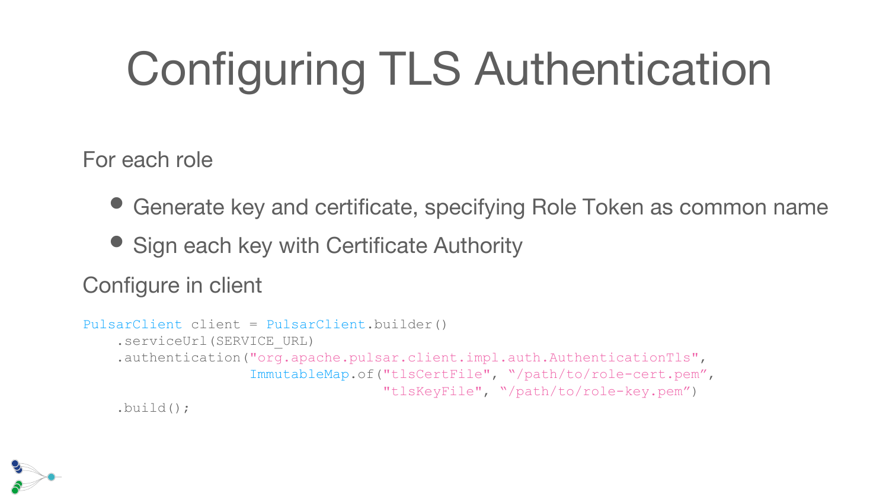# Configuring TLS Authentication

For each role

- Generate key and certificate, specifying Role Token as common name
- Sign each key with Certificate Authority

Configure in client

```
PulsarClient client = PulsarClient.builder()
    .serviceUrl(SERVICE_URL)
    .authentication("org.apache.pulsar.client.impl.auth.AuthenticationTls",
                    ImmutableMap.of("tlsCertFile", "/path/to/role-cert.pem",
                                    "tlsKeyFile", "/path/to/role-key.pem")
    .build();
```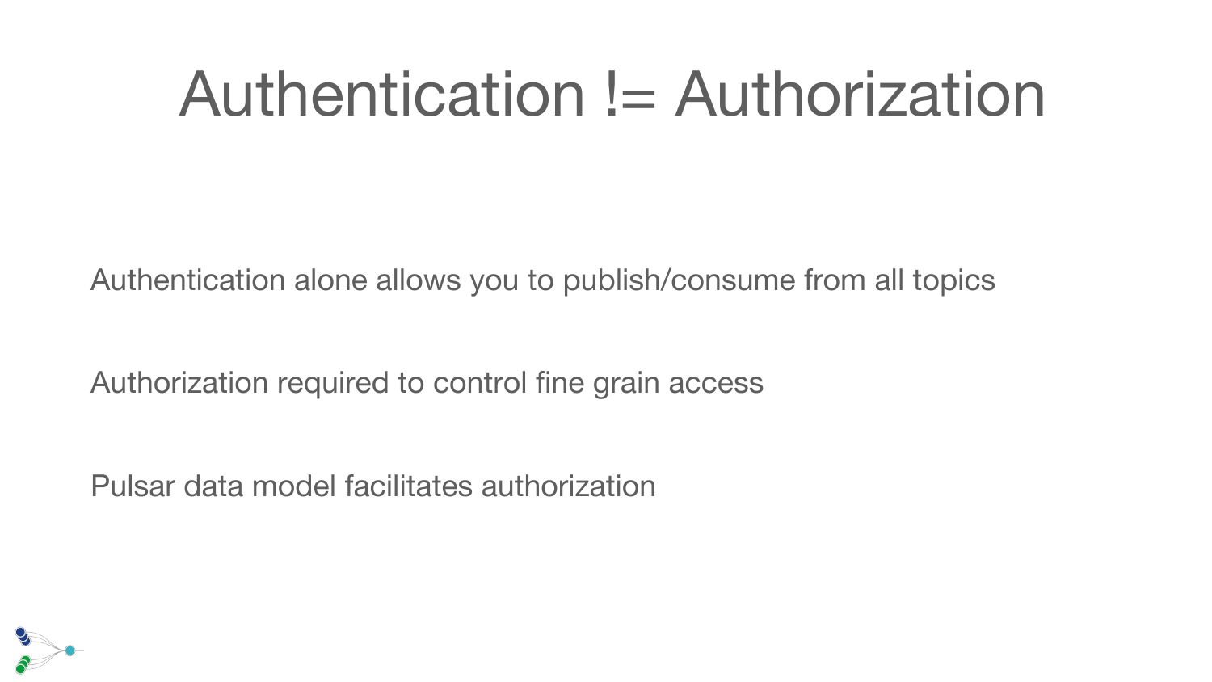# Authentication != Authorization

Authentication alone allows you to publish/consume from all topics

Authorization required to control fine grain access

Pulsar data model facilitates authorization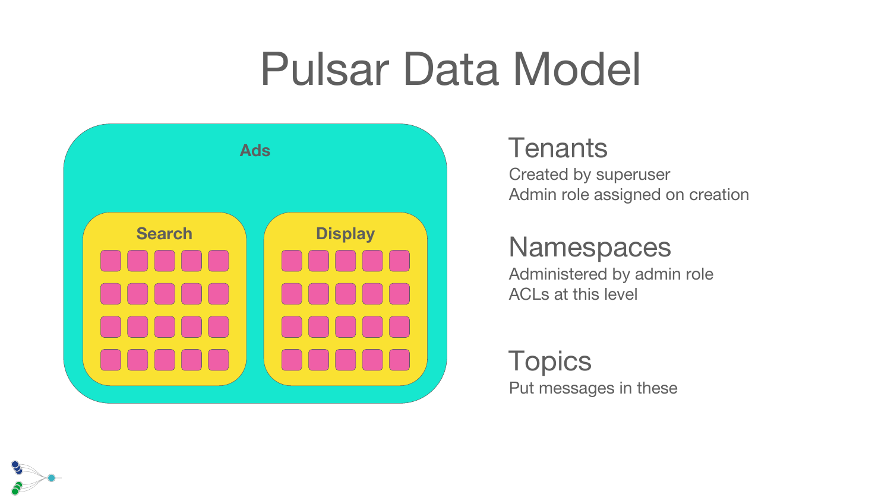# Pulsar Data Model

Ads

Search

Display

## Tenants

Created by superuser
Admin role assigned on creation

## Namespaces

Administered by admin role
ACLs at this level

## Topics

Put messages in these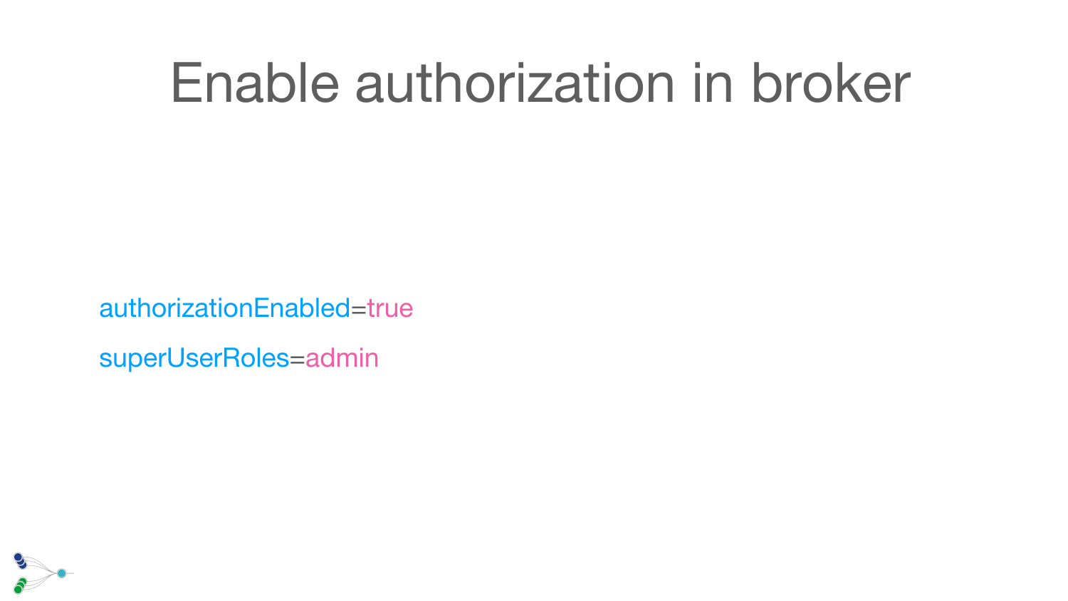# Enable authorization in broker

```
authorizationEnabled=true
superUserRoles=admin
```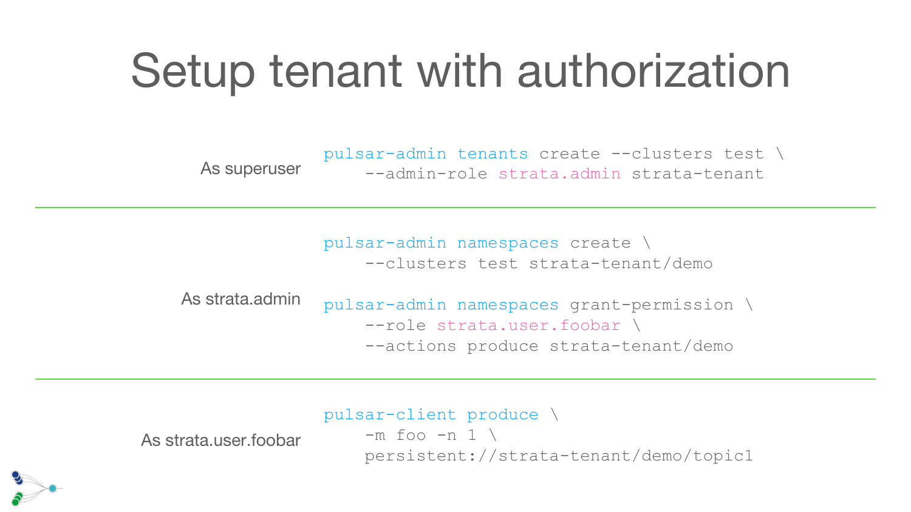# Setup tenant with authorization

As superuser

```
pulsar-admin tenants create --clusters test \
    --admin-role strata.admin strata-tenant
```

As strata.admin

```
pulsar-admin namespaces create \
    --clusters test strata-tenant/demo

pulsar-admin namespaces grant-permission \
    --role strata.user.foobar \
    --actions produce strata-tenant/demo
```

As strata.user.foobar

```
pulsar-client produce \
    -m foo -n 1 \
    persistent://strata-tenant/demo/topic1
```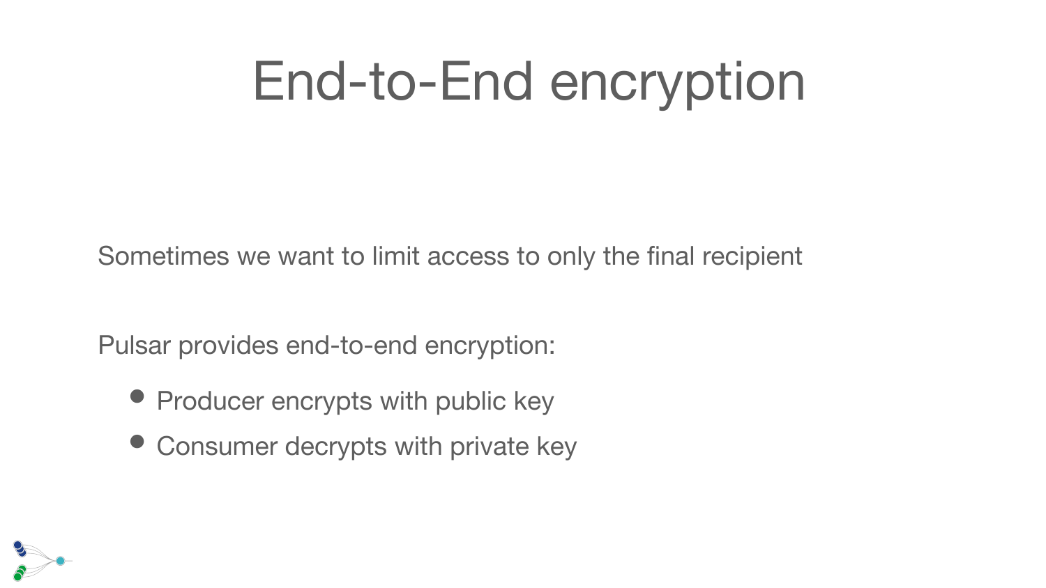# End-to-End encryption

Sometimes we want to limit access to only the final recipient

Pulsar provides end-to-end encryption:

- Producer encrypts with public key
- Consumer decrypts with private key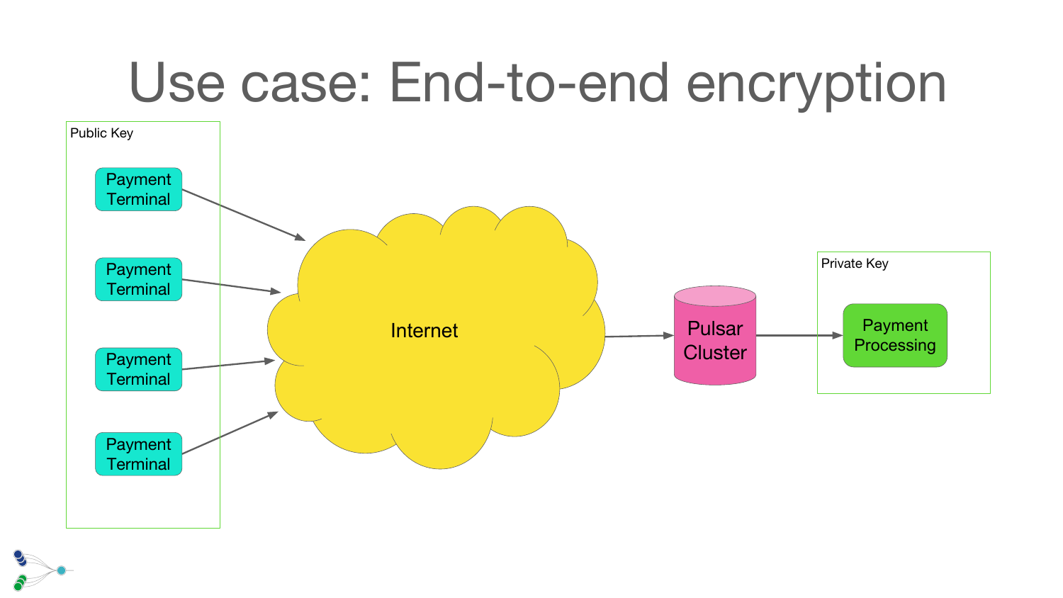# Use case: End-to-end encryption

Public Key

Payment Terminal

Payment Terminal

Payment Terminal

Payment Terminal

Internet

Pulsar Cluster

Private Key

Payment Processing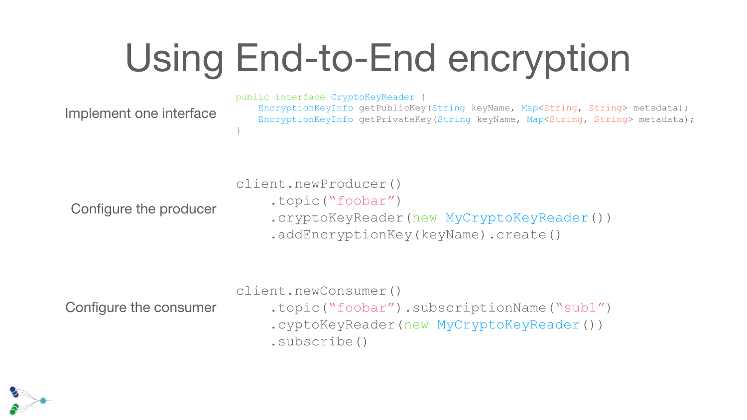# Using End-to-End encryption

Implement one interface

```
public interface CryptoKeyReader {
    EncryptionKeyInfo getPublicKey(String keyName, Map<String, String> metadata);
    EncryptionKeyInfo getPrivateKey(String keyName, Map<String, String> metadata);
}
```

Configure the producer

```
client.newProducer()
    .topic("foobar")
    .cryptoKeyReader(new MyCryptoKeyReader())
    .addEncryptionKey(keyName).create()
```

Configure the consumer

```
client.newConsumer()
    .topic("foobar").subscriptionName("sub1")
    .cyptoKeyReader(new MyCryptoKeyReader())
    .subscribe()
```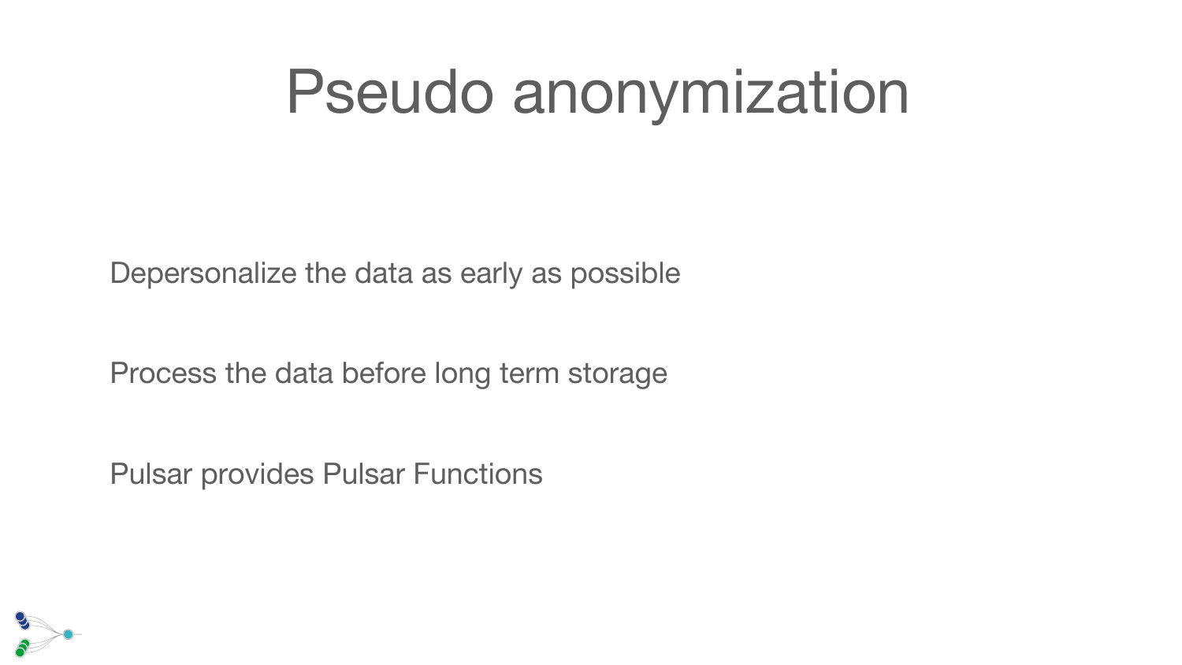# Pseudo anonymization

Depersonalize the data as early as possible

Process the data before long term storage

Pulsar provides Pulsar Functions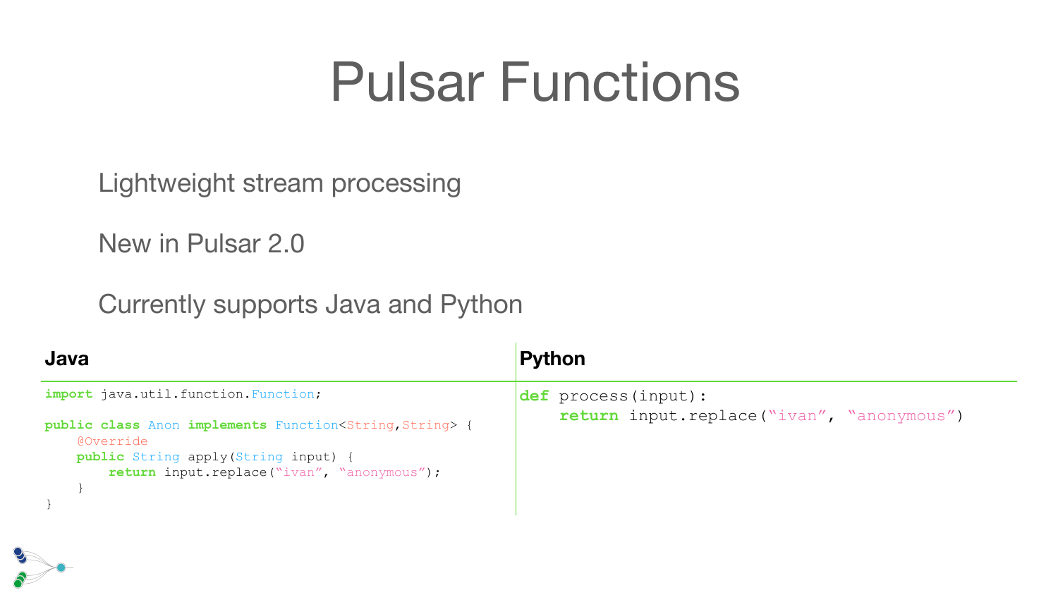# Pulsar Functions

Lightweight stream processing

New in Pulsar 2.0

Currently supports Java and Python

**Java**

```java
import java.util.function.Function;

public class Anon implements Function<String,String> {
    @Override
    public String apply(String input) {
        return input.replace("ivan", "anonymous");
    }
}
```

**Python**

```python
def process(input):
    return input.replace("ivan", "anonymous")
```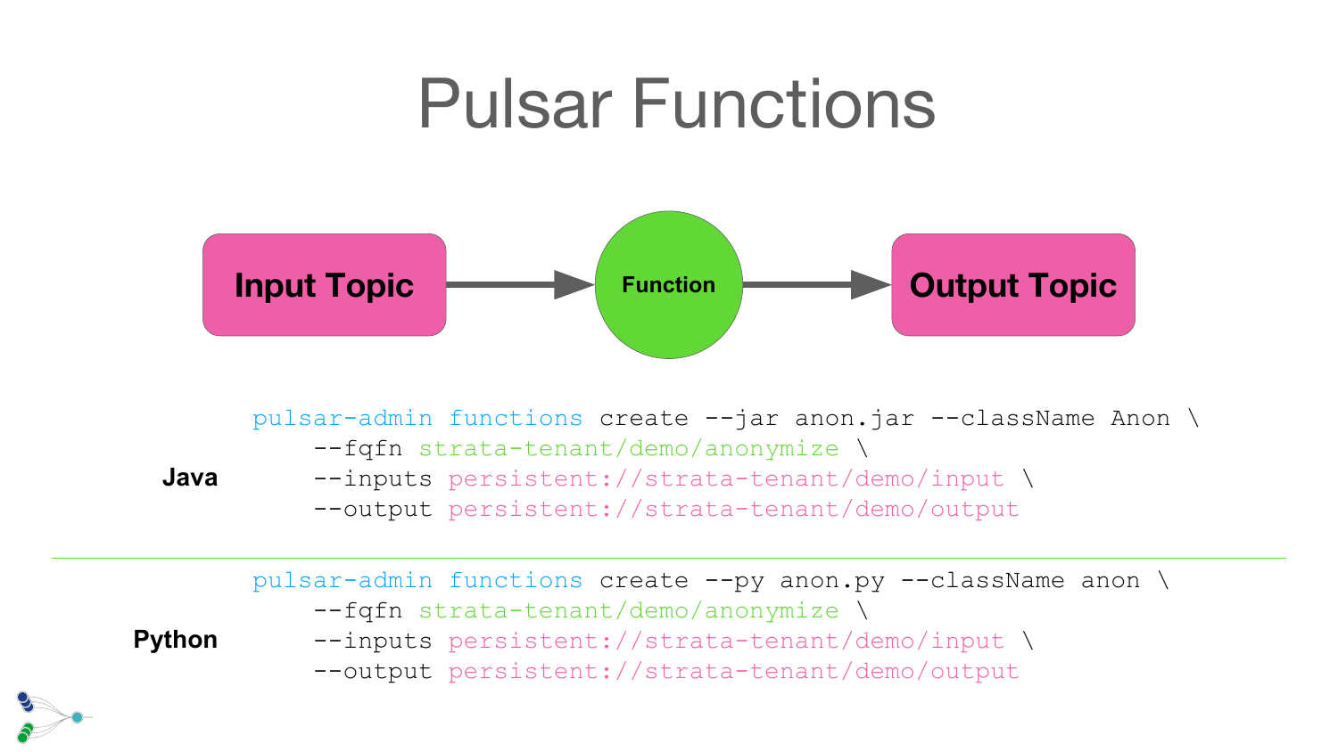# Pulsar Functions

Input Topic → Function → Output Topic

**Java**

```
pulsar-admin functions create --jar anon.jar --className Anon \
    --fqfn strata-tenant/demo/anonymize \
    --inputs persistent://strata-tenant/demo/input \
    --output persistent://strata-tenant/demo/output
```

**Python**

```
pulsar-admin functions create --py anon.py --className anon \
    --fqfn strata-tenant/demo/anonymize \
    --inputs persistent://strata-tenant/demo/input \
    --output persistent://strata-tenant/demo/output
```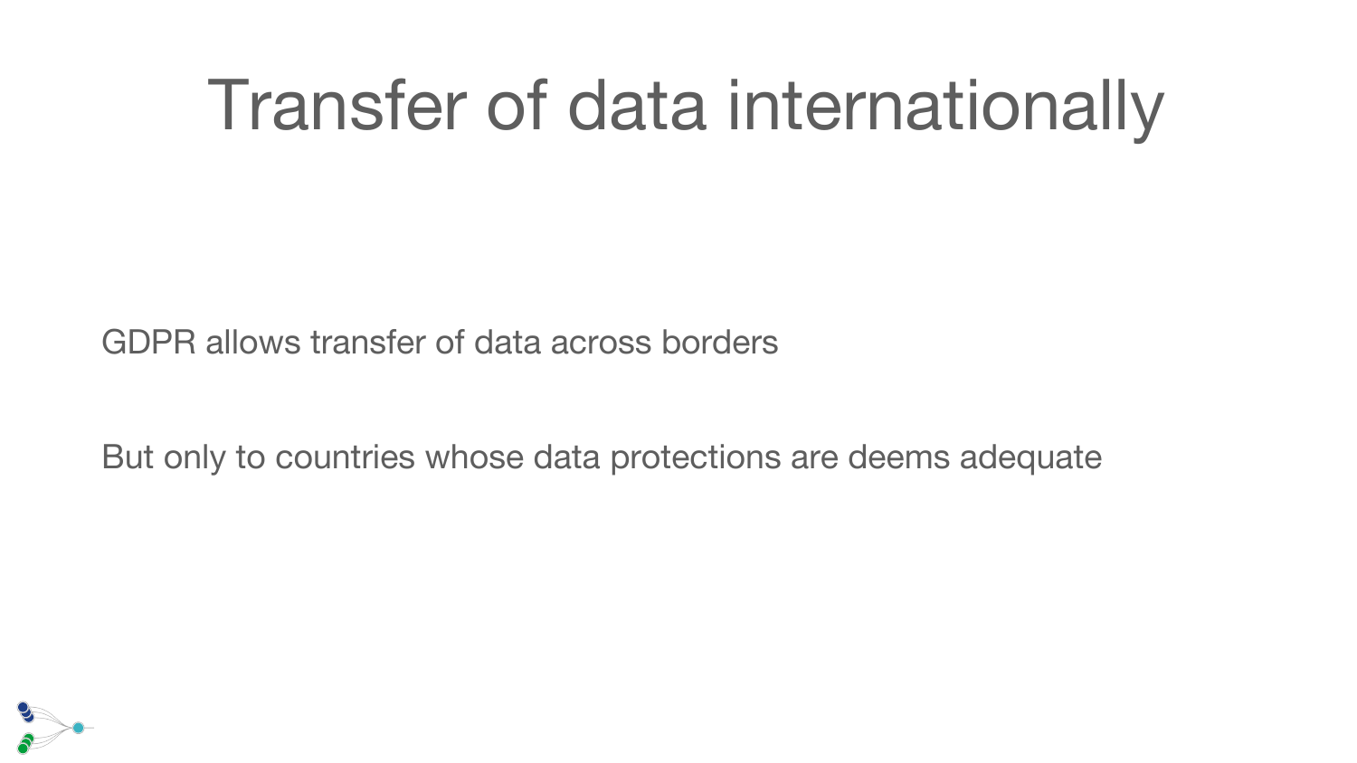# Transfer of data internationally

GDPR allows transfer of data across borders

But only to countries whose data protections are deems adequate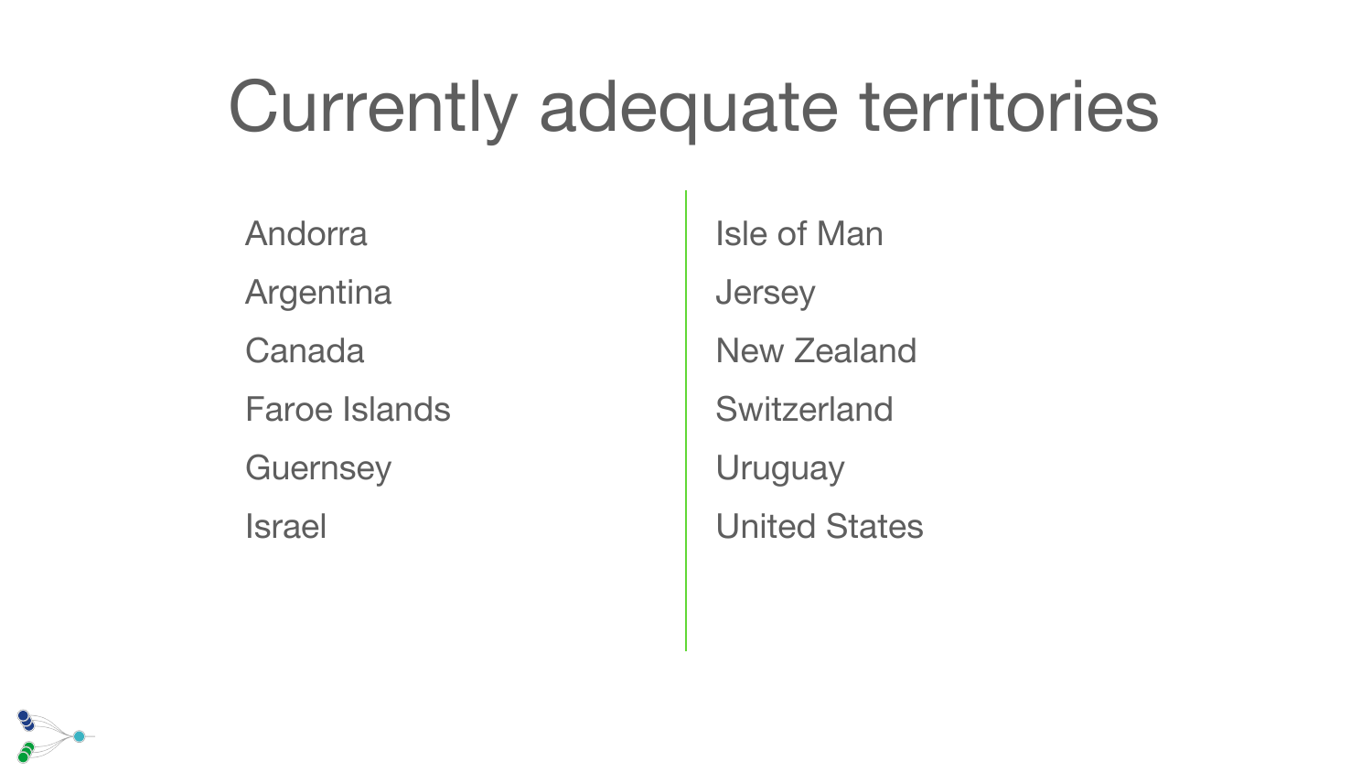# Currently adequate territories

- Andorra
- Argentina
- Canada
- Faroe Islands
- Guernsey
- Israel
- Isle of Man
- Jersey
- New Zealand
- Switzerland
- Uruguay
- United States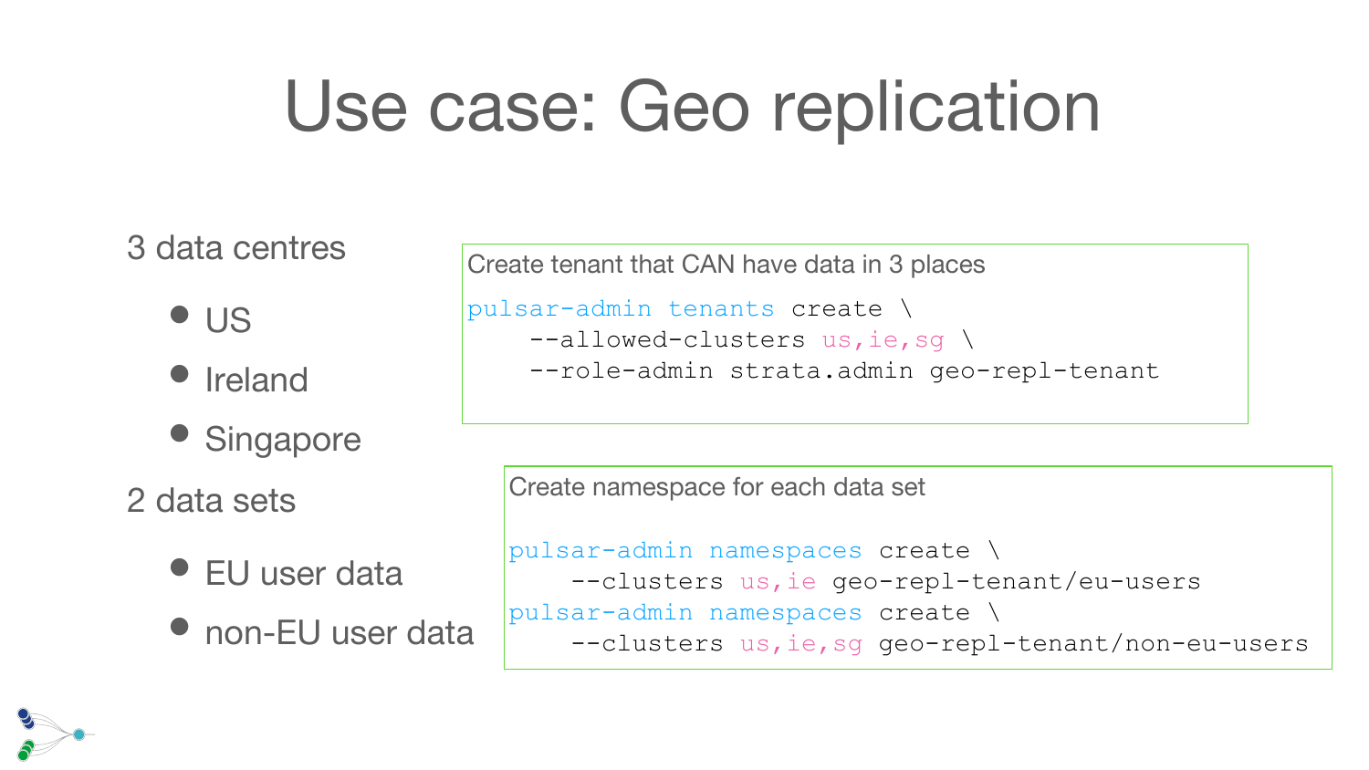# Use case: Geo replication

3 data centres

- US
- Ireland
- Singapore

2 data sets

- EU user data
- non-EU user data

Create tenant that CAN have data in 3 places

```
pulsar-admin tenants create \
    --allowed-clusters us,ie,sg \
    --role-admin strata.admin geo-repl-tenant
```

Create namespace for each data set

```
pulsar-admin namespaces create \
    --clusters us,ie geo-repl-tenant/eu-users
pulsar-admin namespaces create \
    --clusters us,ie,sg geo-repl-tenant/non-eu-users
```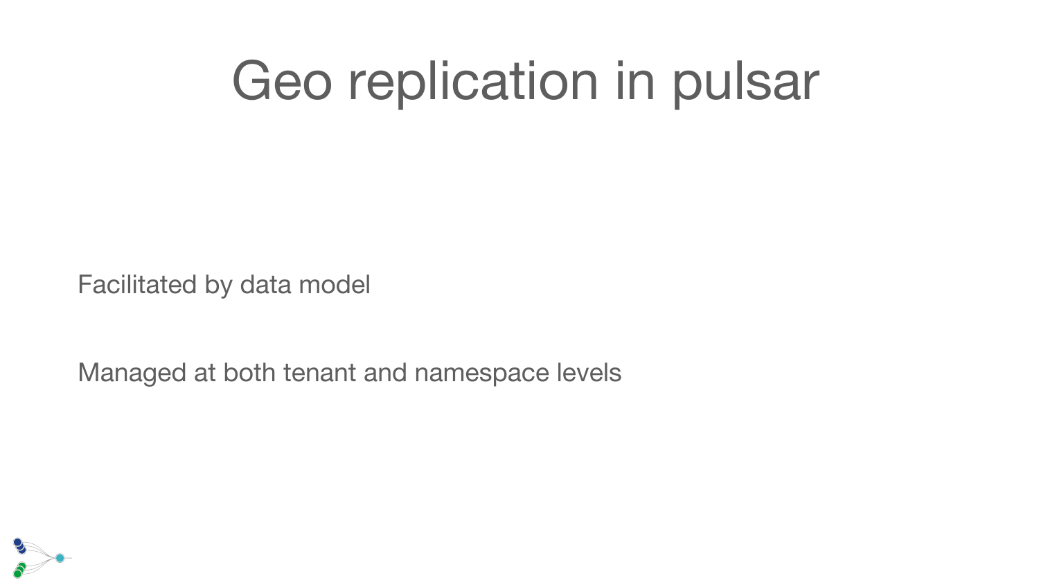# Geo replication in pulsar

Facilitated by data model

Managed at both tenant and namespace levels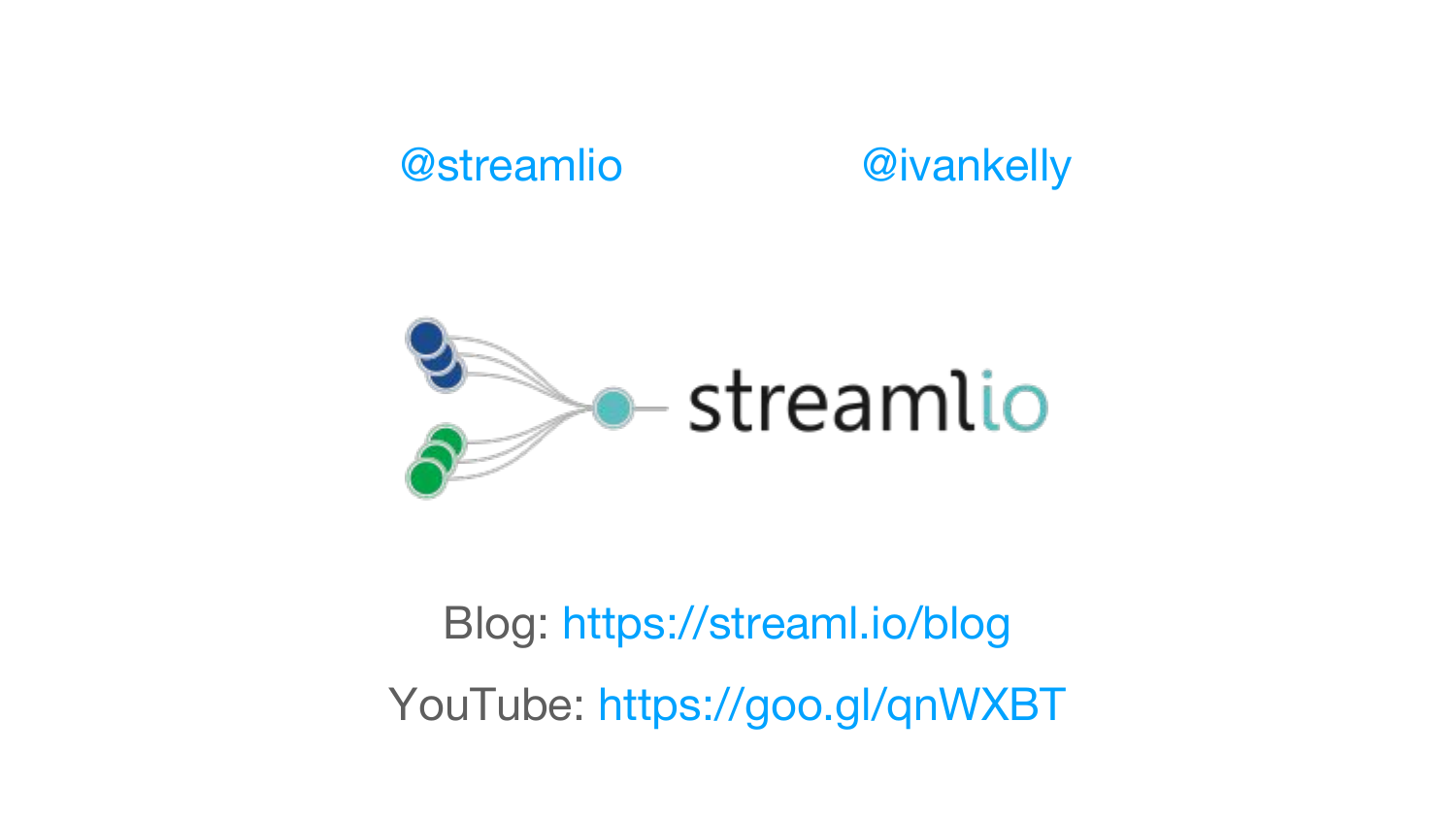@streamlio @ivankelly

streamlio

Blog: https://streaml.io/blog

YouTube: https://goo.gl/qnWXBT